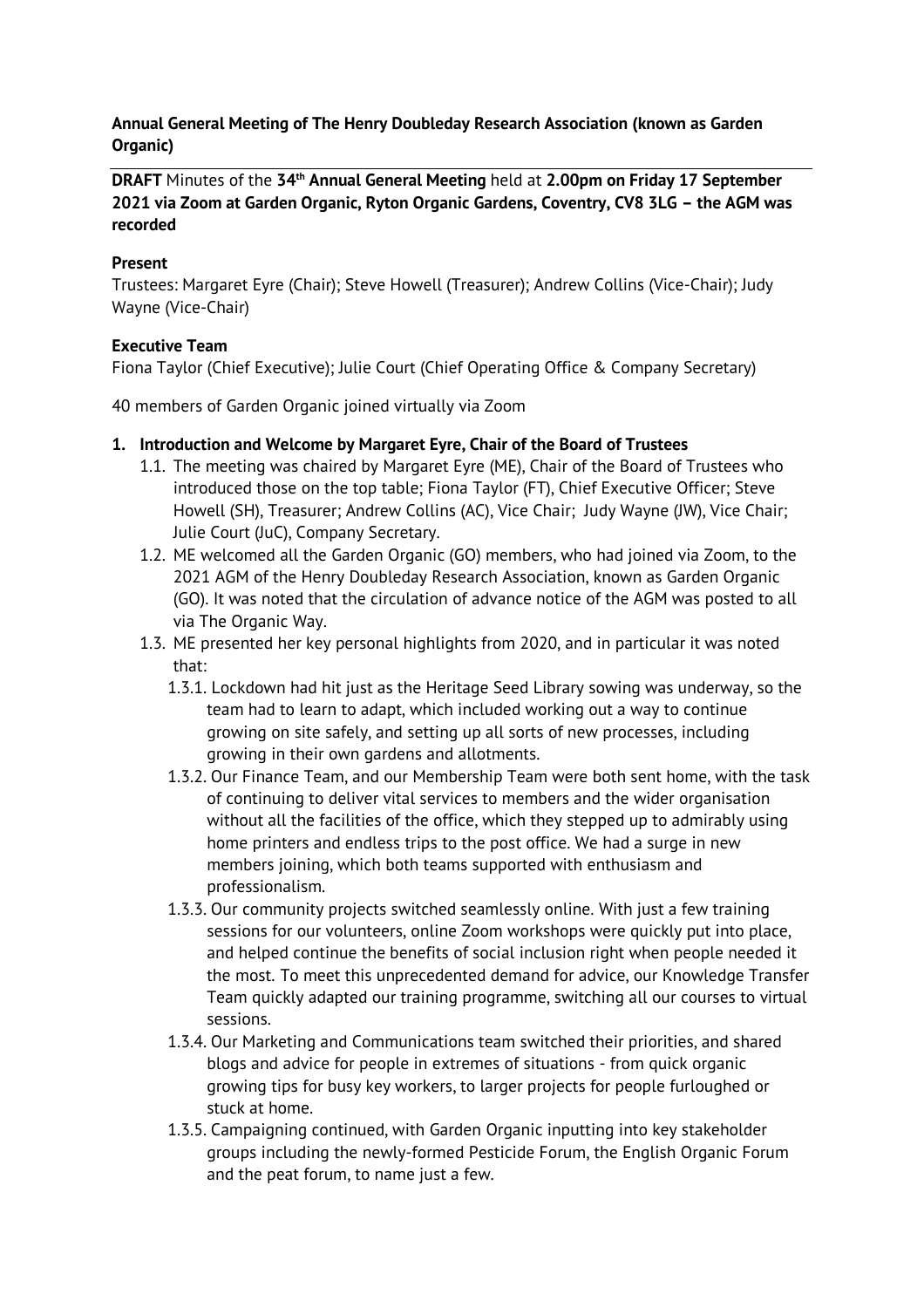**Annual General Meeting of The Henry Doubleday Research Association (known as Garden Organic)**

---

**DRAFT** Minutes of the **34th Annual General Meeting** held at **2.00pm on Friday 17 September 2021 via Zoom at Garden Organic, Ryton Organic Gardens, Coventry, CV8 3LG – the AGM was recorded**

**Present**

Trustees: Margaret Eyre (Chair); Steve Howell (Treasurer); Andrew Collins (Vice-Chair); Judy Wayne (Vice-Chair)

**Executive Team**

Fiona Taylor (Chief Executive); Julie Court (Chief Operating Office & Company Secretary)

40 members of Garden Organic joined virtually via Zoom

1. **Introduction and Welcome by Margaret Eyre, Chair of the Board of Trustees**
   - 1.1. The meeting was chaired by Margaret Eyre (ME), Chair of the Board of Trustees who introduced those on the top table; Fiona Taylor (FT), Chief Executive Officer; Steve Howell (SH), Treasurer; Andrew Collins (AC), Vice Chair; Judy Wayne (JW), Vice Chair; Julie Court (JuC), Company Secretary.
   - 1.2. ME welcomed all the Garden Organic (GO) members, who had joined via Zoom, to the 2021 AGM of the Henry Doubleday Research Association, known as Garden Organic (GO). It was noted that the circulation of advance notice of the AGM was posted to all via The Organic Way.
   - 1.3. ME presented her key personal highlights from 2020, and in particular it was noted that:
     - 1.3.1. Lockdown had hit just as the Heritage Seed Library sowing was underway, so the team had to learn to adapt, which included working out a way to continue growing on site safely, and setting up all sorts of new processes, including growing in their own gardens and allotments.
     - 1.3.2. Our Finance Team, and our Membership Team were both sent home, with the task of continuing to deliver vital services to members and the wider organisation without all the facilities of the office, which they stepped up to admirably using home printers and endless trips to the post office. We had a surge in new members joining, which both teams supported with enthusiasm and professionalism.
     - 1.3.3. Our community projects switched seamlessly online. With just a few training sessions for our volunteers, online Zoom workshops were quickly put into place, and helped continue the benefits of social inclusion right when people needed it the most. To meet this unprecedented demand for advice, our Knowledge Transfer Team quickly adapted our training programme, switching all our courses to virtual sessions.
     - 1.3.4. Our Marketing and Communications team switched their priorities, and shared blogs and advice for people in extremes of situations - from quick organic growing tips for busy key workers, to larger projects for people furloughed or stuck at home.
     - 1.3.5. Campaigning continued, with Garden Organic inputting into key stakeholder groups including the newly-formed Pesticide Forum, the English Organic Forum and the peat forum, to name just a few.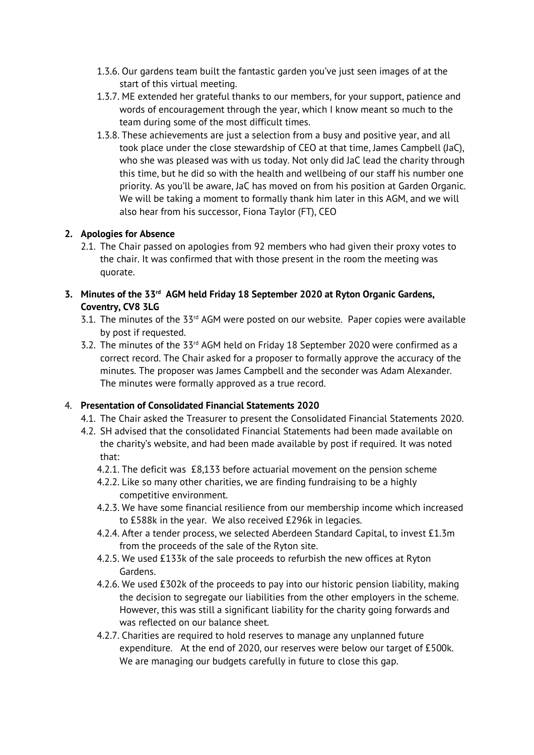1.3.6. Our gardens team built the fantastic garden you've just seen images of at the start of this virtual meeting.

1.3.7. ME extended her grateful thanks to our members, for your support, patience and words of encouragement through the year, which I know meant so much to the team during some of the most difficult times.

1.3.8. These achievements are just a selection from a busy and positive year, and all took place under the close stewardship of CEO at that time, James Campbell (JaC), who she was pleased was with us today. Not only did JaC lead the charity through this time, but he did so with the health and wellbeing of our staff his number one priority. As you'll be aware, JaC has moved on from his position at Garden Organic. We will be taking a moment to formally thank him later in this AGM, and we will also hear from his successor, Fiona Taylor (FT), CEO

## 2. Apologies for Absence

2.1. The Chair passed on apologies from 92 members who had given their proxy votes to the chair. It was confirmed that with those present in the room the meeting was quorate.

## 3. Minutes of the 33rd AGM held Friday 18 September 2020 at Ryton Organic Gardens, Coventry, CV8 3LG

3.1. The minutes of the 33rd AGM were posted on our website. Paper copies were available by post if requested.

3.2. The minutes of the 33rd AGM held on Friday 18 September 2020 were confirmed as a correct record. The Chair asked for a proposer to formally approve the accuracy of the minutes. The proposer was James Campbell and the seconder was Adam Alexander. The minutes were formally approved as a true record.

## 4. Presentation of Consolidated Financial Statements 2020

4.1. The Chair asked the Treasurer to present the Consolidated Financial Statements 2020.

4.2. SH advised that the consolidated Financial Statements had been made available on the charity's website, and had been made available by post if required. It was noted that:

4.2.1. The deficit was £8,133 before actuarial movement on the pension scheme

4.2.2. Like so many other charities, we are finding fundraising to be a highly competitive environment.

4.2.3. We have some financial resilience from our membership income which increased to £588k in the year. We also received £296k in legacies.

4.2.4. After a tender process, we selected Aberdeen Standard Capital, to invest £1.3m from the proceeds of the sale of the Ryton site.

4.2.5. We used £133k of the sale proceeds to refurbish the new offices at Ryton Gardens.

4.2.6. We used £302k of the proceeds to pay into our historic pension liability, making the decision to segregate our liabilities from the other employers in the scheme. However, this was still a significant liability for the charity going forwards and was reflected on our balance sheet.

4.2.7. Charities are required to hold reserves to manage any unplanned future expenditure. At the end of 2020, our reserves were below our target of £500k. We are managing our budgets carefully in future to close this gap.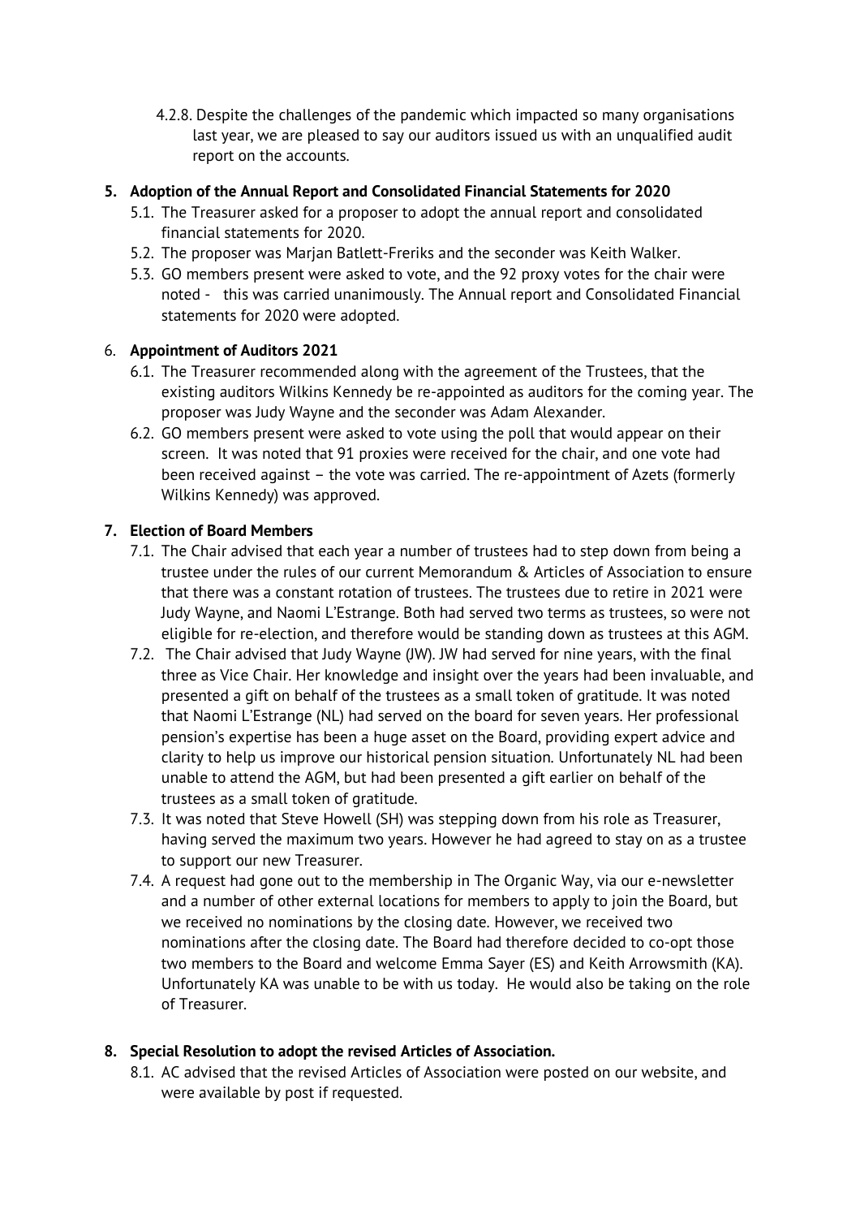4.2.8. Despite the challenges of the pandemic which impacted so many organisations last year, we are pleased to say our auditors issued us with an unqualified audit report on the accounts.

**5. Adoption of the Annual Report and Consolidated Financial Statements for 2020**

5.1. The Treasurer asked for a proposer to adopt the annual report and consolidated financial statements for 2020.

5.2. The proposer was Marjan Batlett-Freriks and the seconder was Keith Walker.

5.3. GO members present were asked to vote, and the 92 proxy votes for the chair were noted - this was carried unanimously. The Annual report and Consolidated Financial statements for 2020 were adopted.

6. **Appointment of Auditors 2021**

6.1. The Treasurer recommended along with the agreement of the Trustees, that the existing auditors Wilkins Kennedy be re-appointed as auditors for the coming year. The proposer was Judy Wayne and the seconder was Adam Alexander.

6.2. GO members present were asked to vote using the poll that would appear on their screen. It was noted that 91 proxies were received for the chair, and one vote had been received against – the vote was carried. The re-appointment of Azets (formerly Wilkins Kennedy) was approved.

**7. Election of Board Members**

7.1. The Chair advised that each year a number of trustees had to step down from being a trustee under the rules of our current Memorandum & Articles of Association to ensure that there was a constant rotation of trustees. The trustees due to retire in 2021 were Judy Wayne, and Naomi L'Estrange. Both had served two terms as trustees, so were not eligible for re-election, and therefore would be standing down as trustees at this AGM.

7.2. The Chair advised that Judy Wayne (JW). JW had served for nine years, with the final three as Vice Chair. Her knowledge and insight over the years had been invaluable, and presented a gift on behalf of the trustees as a small token of gratitude. It was noted that Naomi L'Estrange (NL) had served on the board for seven years. Her professional pension's expertise has been a huge asset on the Board, providing expert advice and clarity to help us improve our historical pension situation. Unfortunately NL had been unable to attend the AGM, but had been presented a gift earlier on behalf of the trustees as a small token of gratitude.

7.3. It was noted that Steve Howell (SH) was stepping down from his role as Treasurer, having served the maximum two years. However he had agreed to stay on as a trustee to support our new Treasurer.

7.4. A request had gone out to the membership in The Organic Way, via our e-newsletter and a number of other external locations for members to apply to join the Board, but we received no nominations by the closing date. However, we received two nominations after the closing date. The Board had therefore decided to co-opt those two members to the Board and welcome Emma Sayer (ES) and Keith Arrowsmith (KA). Unfortunately KA was unable to be with us today. He would also be taking on the role of Treasurer.

**8. Special Resolution to adopt the revised Articles of Association.**

8.1. AC advised that the revised Articles of Association were posted on our website, and were available by post if requested.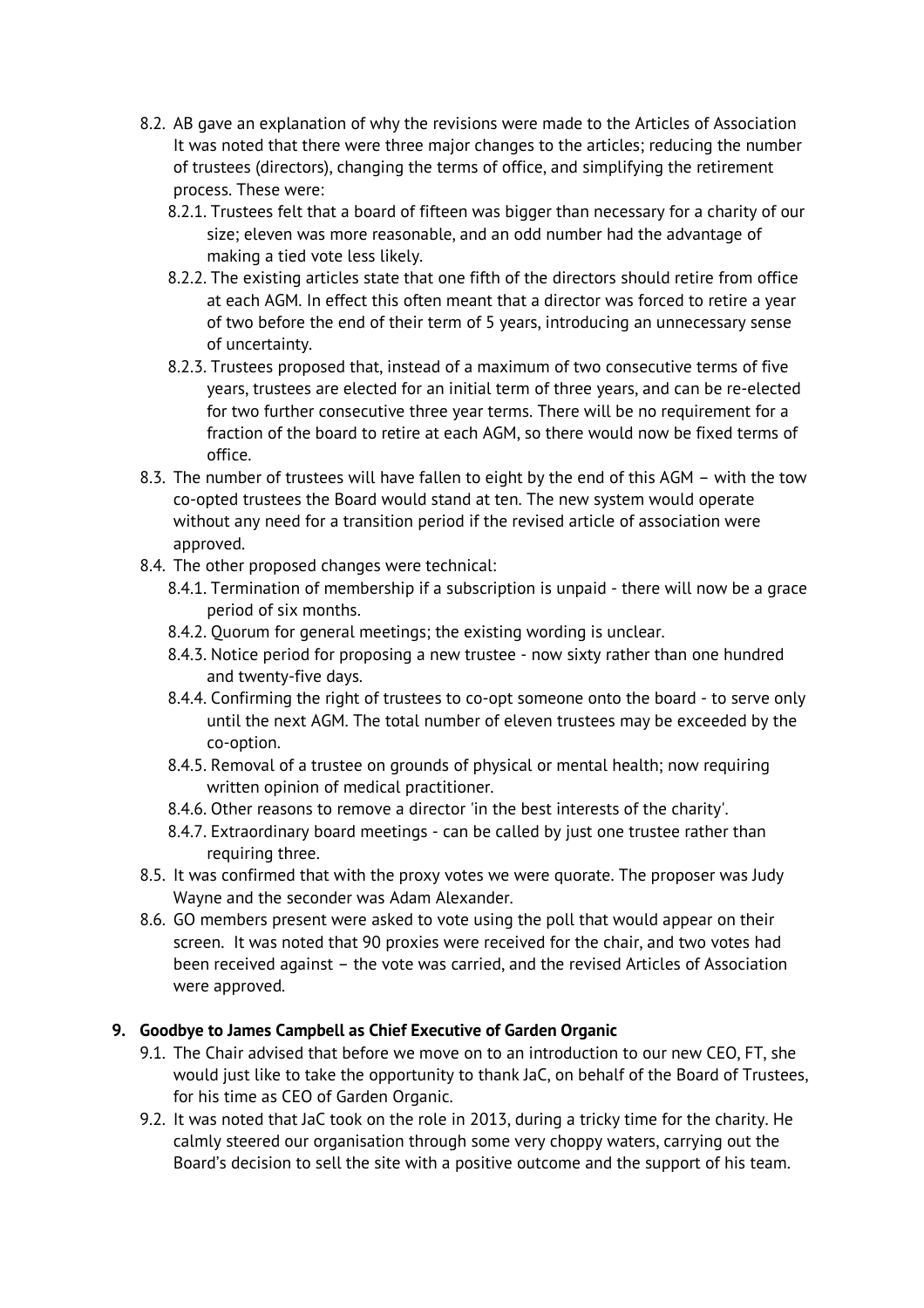8.2. AB gave an explanation of why the revisions were made to the Articles of Association It was noted that there were three major changes to the articles; reducing the number of trustees (directors), changing the terms of office, and simplifying the retirement process. These were:

8.2.1. Trustees felt that a board of fifteen was bigger than necessary for a charity of our size; eleven was more reasonable, and an odd number had the advantage of making a tied vote less likely.

8.2.2. The existing articles state that one fifth of the directors should retire from office at each AGM. In effect this often meant that a director was forced to retire a year of two before the end of their term of 5 years, introducing an unnecessary sense of uncertainty.

8.2.3. Trustees proposed that, instead of a maximum of two consecutive terms of five years, trustees are elected for an initial term of three years, and can be re-elected for two further consecutive three year terms. There will be no requirement for a fraction of the board to retire at each AGM, so there would now be fixed terms of office.

8.3. The number of trustees will have fallen to eight by the end of this AGM – with the tow co-opted trustees the Board would stand at ten. The new system would operate without any need for a transition period if the revised article of association were approved.

8.4. The other proposed changes were technical:

8.4.1. Termination of membership if a subscription is unpaid - there will now be a grace period of six months.

8.4.2. Quorum for general meetings; the existing wording is unclear.

8.4.3. Notice period for proposing a new trustee - now sixty rather than one hundred and twenty-five days.

8.4.4. Confirming the right of trustees to co-opt someone onto the board - to serve only until the next AGM. The total number of eleven trustees may be exceeded by the co-option.

8.4.5. Removal of a trustee on grounds of physical or mental health; now requiring written opinion of medical practitioner.

8.4.6. Other reasons to remove a director 'in the best interests of the charity'.

8.4.7. Extraordinary board meetings - can be called by just one trustee rather than requiring three.

8.5. It was confirmed that with the proxy votes we were quorate. The proposer was Judy Wayne and the seconder was Adam Alexander.

8.6. GO members present were asked to vote using the poll that would appear on their screen. It was noted that 90 proxies were received for the chair, and two votes had been received against – the vote was carried, and the revised Articles of Association were approved.

## 9. Goodbye to James Campbell as Chief Executive of Garden Organic

9.1. The Chair advised that before we move on to an introduction to our new CEO, FT, she would just like to take the opportunity to thank JaC, on behalf of the Board of Trustees, for his time as CEO of Garden Organic.

9.2. It was noted that JaC took on the role in 2013, during a tricky time for the charity. He calmly steered our organisation through some very choppy waters, carrying out the Board's decision to sell the site with a positive outcome and the support of his team.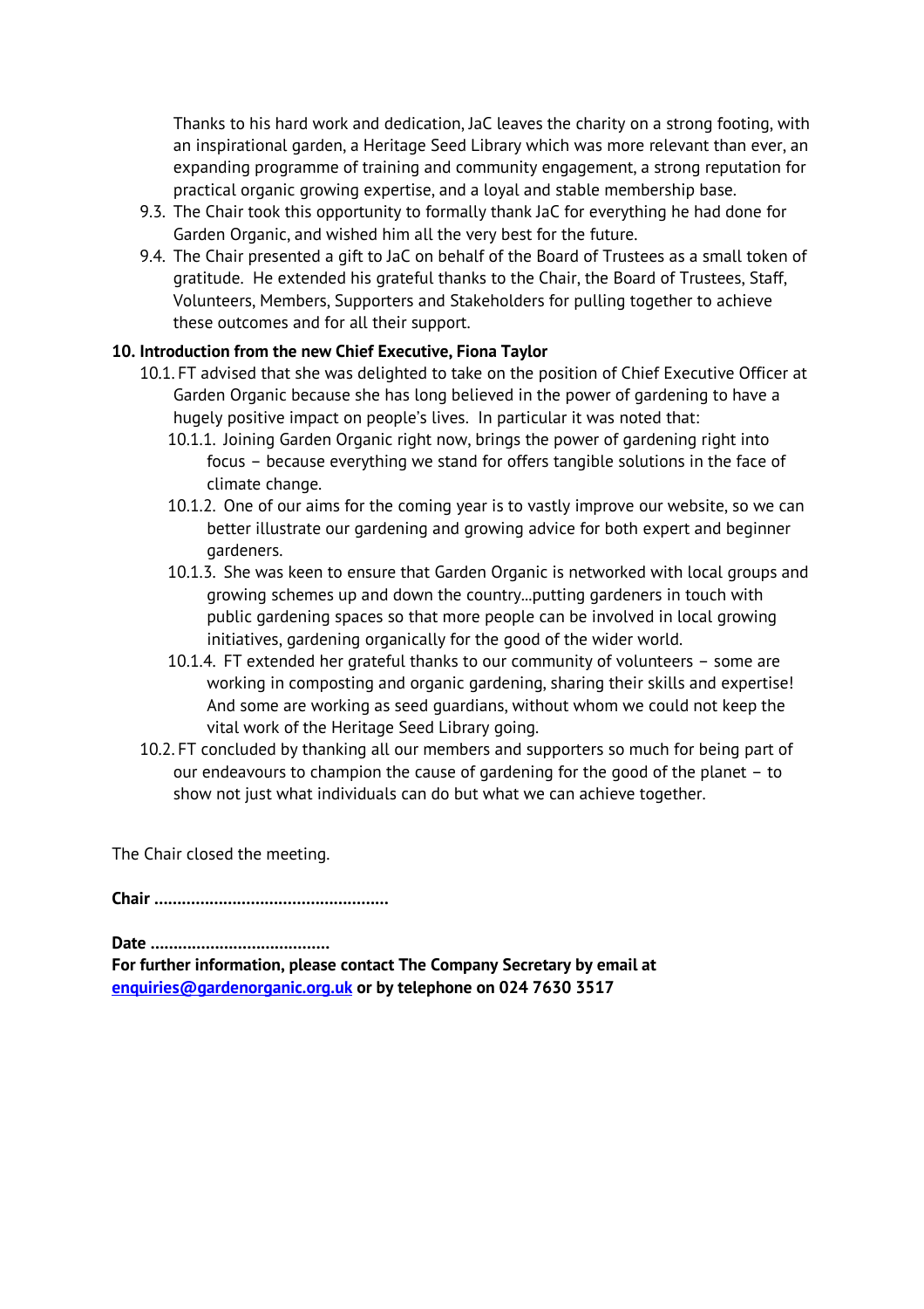Thanks to his hard work and dedication, JaC leaves the charity on a strong footing, with an inspirational garden, a Heritage Seed Library which was more relevant than ever, an expanding programme of training and community engagement, a strong reputation for practical organic growing expertise, and a loyal and stable membership base.

9.3. The Chair took this opportunity to formally thank JaC for everything he had done for Garden Organic, and wished him all the very best for the future.

9.4. The Chair presented a gift to JaC on behalf of the Board of Trustees as a small token of gratitude. He extended his grateful thanks to the Chair, the Board of Trustees, Staff, Volunteers, Members, Supporters and Stakeholders for pulling together to achieve these outcomes and for all their support.

**10. Introduction from the new Chief Executive, Fiona Taylor**

10.1. FT advised that she was delighted to take on the position of Chief Executive Officer at Garden Organic because she has long believed in the power of gardening to have a hugely positive impact on people's lives. In particular it was noted that:

- 10.1.1. Joining Garden Organic right now, brings the power of gardening right into focus – because everything we stand for offers tangible solutions in the face of climate change.
- 10.1.2. One of our aims for the coming year is to vastly improve our website, so we can better illustrate our gardening and growing advice for both expert and beginner gardeners.
- 10.1.3. She was keen to ensure that Garden Organic is networked with local groups and growing schemes up and down the country...putting gardeners in touch with public gardening spaces so that more people can be involved in local growing initiatives, gardening organically for the good of the wider world.
- 10.1.4. FT extended her grateful thanks to our community of volunteers – some are working in composting and organic gardening, sharing their skills and expertise! And some are working as seed guardians, without whom we could not keep the vital work of the Heritage Seed Library going.

10.2. FT concluded by thanking all our members and supporters so much for being part of our endeavours to champion the cause of gardening for the good of the planet – to show not just what individuals can do but what we can achieve together.

The Chair closed the meeting.

**Chair ...................................................**

**Date .......................................**

**For further information, please contact The Company Secretary by email at [enquiries@gardenorganic.org.uk](mailto:enquiries@gardenorganic.org.uk) or by telephone on 024 7630 3517**